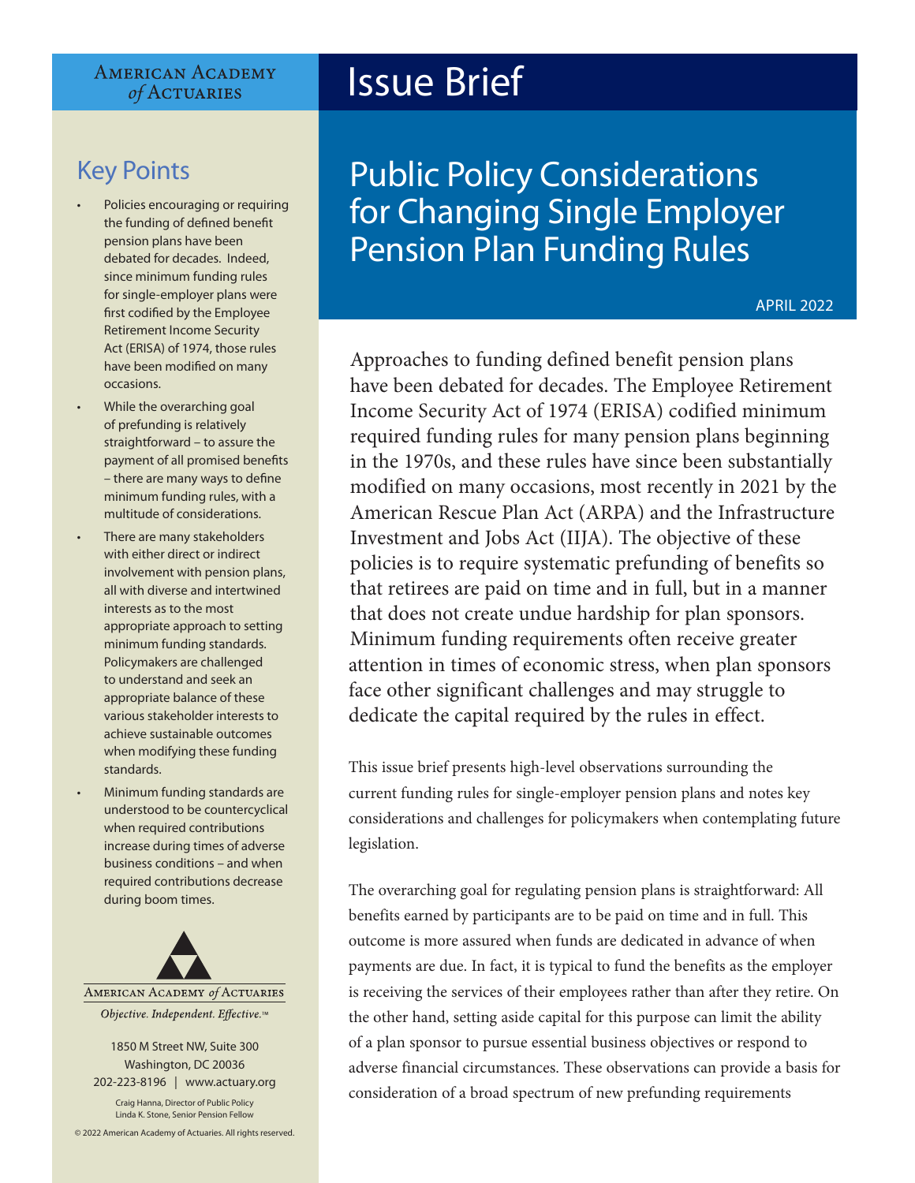American Academy *of* Actuaries

# Issue Brief

# Public Policy Considerations for Changing Single Employer Pension Plan Funding Rules

APRIL 2022

## Key Points

- Policies encouraging or requiring the funding of defined benefit pension plans have been debated for decades. Indeed, since minimum funding rules for single-employer plans were first codified by the Employee Retirement Income Security Act (ERISA) of 1974, those rules have been modified on many occasions.
- While the overarching goal of prefunding is relatively straightforward – to assure the payment of all promised benefits – there are many ways to define minimum funding rules, with a multitude of considerations.
- There are many stakeholders with either direct or indirect involvement with pension plans, all with diverse and intertwined interests as to the most appropriate approach to setting minimum funding standards. Policymakers are challenged to understand and seek an appropriate balance of these various stakeholder interests to achieve sustainable outcomes when modifying these funding standards.
- Minimum funding standards are understood to be countercyclical when required contributions increase during times of adverse business conditions – and when required contributions decrease during boom times.

American Academy *of* Actuaries

*Objective. Independent. Effective.*™

1850 M Street NW, Suite 300
Washington, DC 20036
202-223-8196 | www.actuary.org

Craig Hanna, Director of Public Policy
Linda K. Stone, Senior Pension Fellow

© 2022 American Academy of Actuaries. All rights reserved.

Approaches to funding defined benefit pension plans have been debated for decades. The Employee Retirement Income Security Act of 1974 (ERISA) codified minimum required funding rules for many pension plans beginning in the 1970s, and these rules have since been substantially modified on many occasions, most recently in 2021 by the American Rescue Plan Act (ARPA) and the Infrastructure Investment and Jobs Act (IIJA). The objective of these policies is to require systematic prefunding of benefits so that retirees are paid on time and in full, but in a manner that does not create undue hardship for plan sponsors. Minimum funding requirements often receive greater attention in times of economic stress, when plan sponsors face other significant challenges and may struggle to dedicate the capital required by the rules in effect.

This issue brief presents high-level observations surrounding the current funding rules for single-employer pension plans and notes key considerations and challenges for policymakers when contemplating future legislation.

The overarching goal for regulating pension plans is straightforward: All benefits earned by participants are to be paid on time and in full. This outcome is more assured when funds are dedicated in advance of when payments are due. In fact, it is typical to fund the benefits as the employer is receiving the services of their employees rather than after they retire. On the other hand, setting aside capital for this purpose can limit the ability of a plan sponsor to pursue essential business objectives or respond to adverse financial circumstances. These observations can provide a basis for consideration of a broad spectrum of new prefunding requirements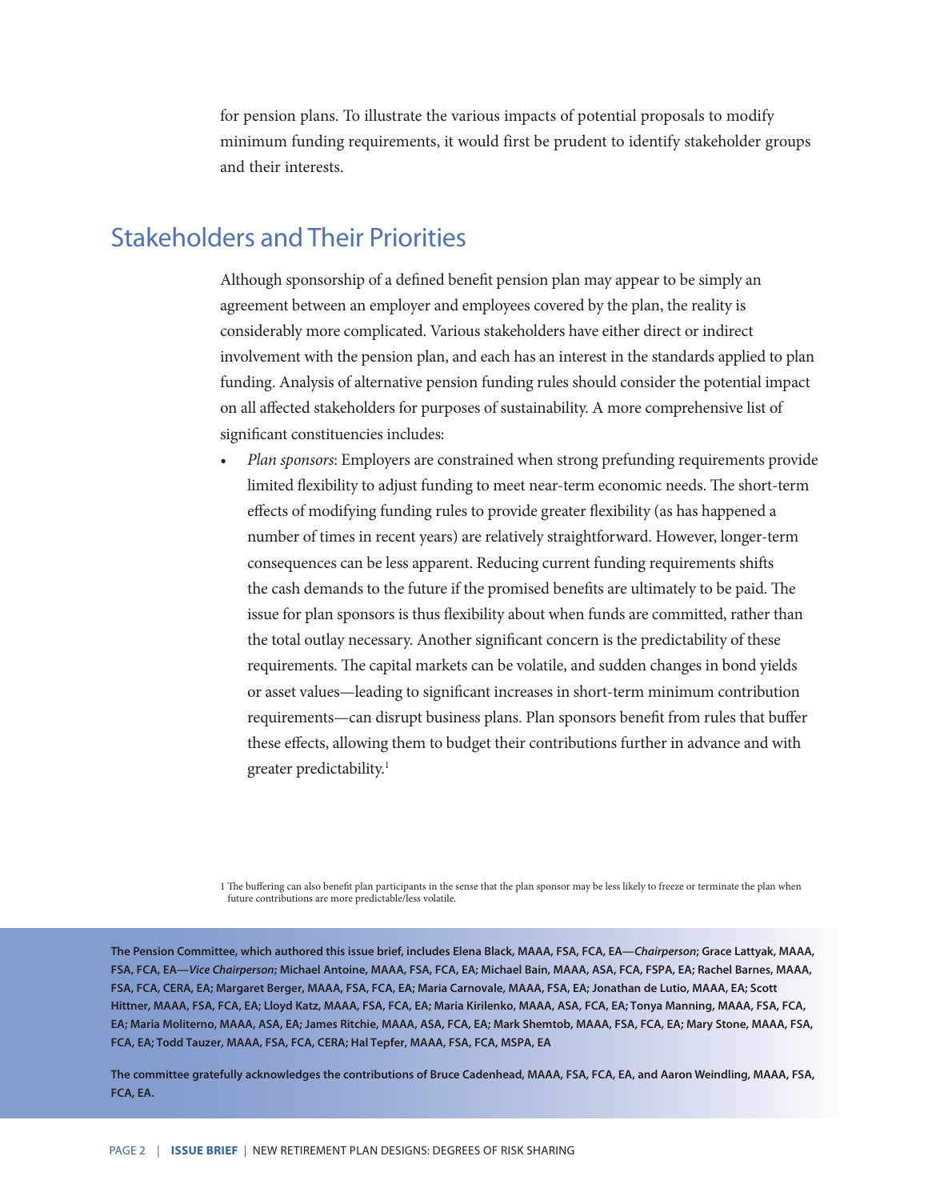for pension plans. To illustrate the various impacts of potential proposals to modify minimum funding requirements, it would first be prudent to identify stakeholder groups and their interests.

## Stakeholders and Their Priorities

Although sponsorship of a defined benefit pension plan may appear to be simply an agreement between an employer and employees covered by the plan, the reality is considerably more complicated. Various stakeholders have either direct or indirect involvement with the pension plan, and each has an interest in the standards applied to plan funding. Analysis of alternative pension funding rules should consider the potential impact on all affected stakeholders for purposes of sustainability. A more comprehensive list of significant constituencies includes:

- *Plan sponsors*: Employers are constrained when strong prefunding requirements provide limited flexibility to adjust funding to meet near-term economic needs. The short-term effects of modifying funding rules to provide greater flexibility (as has happened a number of times in recent years) are relatively straightforward. However, longer-term consequences can be less apparent. Reducing current funding requirements shifts the cash demands to the future if the promised benefits are ultimately to be paid. The issue for plan sponsors is thus flexibility about when funds are committed, rather than the total outlay necessary. Another significant concern is the predictability of these requirements. The capital markets can be volatile, and sudden changes in bond yields or asset values—leading to significant increases in short-term minimum contribution requirements—can disrupt business plans. Plan sponsors benefit from rules that buffer these effects, allowing them to budget their contributions further in advance and with greater predictability.[1]

[1] The buffering can also benefit plan participants in the sense that the plan sponsor may be less likely to freeze or terminate the plan when future contributions are more predictable/less volatile.

**The Pension Committee, which authored this issue brief, includes Elena Black, MAAA, FSA, FCA, EA—*Chairperson*; Grace Lattyak, MAAA, FSA, FCA, EA—*Vice Chairperson*; Michael Antoine, MAAA, FSA, FCA, EA; Michael Bain, MAAA, ASA, FCA, FSPA, EA; Rachel Barnes, MAAA, FSA, FCA, CERA, EA; Margaret Berger, MAAA, FSA, FCA, EA; Maria Carnovale, MAAA, FSA, EA; Jonathan de Lutio, MAAA, EA; Scott Hittner, MAAA, FSA, FCA, EA; Lloyd Katz, MAAA, FSA, FCA, EA; Maria Kirilenko, MAAA, ASA, FCA, EA; Tonya Manning, MAAA, FSA, FCA, EA; Maria Moliterno, MAAA, ASA, EA; James Ritchie, MAAA, ASA, FCA, EA; Mark Shemtob, MAAA, FSA, FCA, EA; Mary Stone, MAAA, FSA, FCA, EA; Todd Tauzer, MAAA, FSA, FCA, CERA; Hal Tepfer, MAAA, FSA, FCA, MSPA, EA**

**The committee gratefully acknowledges the contributions of Bruce Cadenhead, MAAA, FSA, FCA, EA, and Aaron Weindling, MAAA, FSA, FCA, EA.**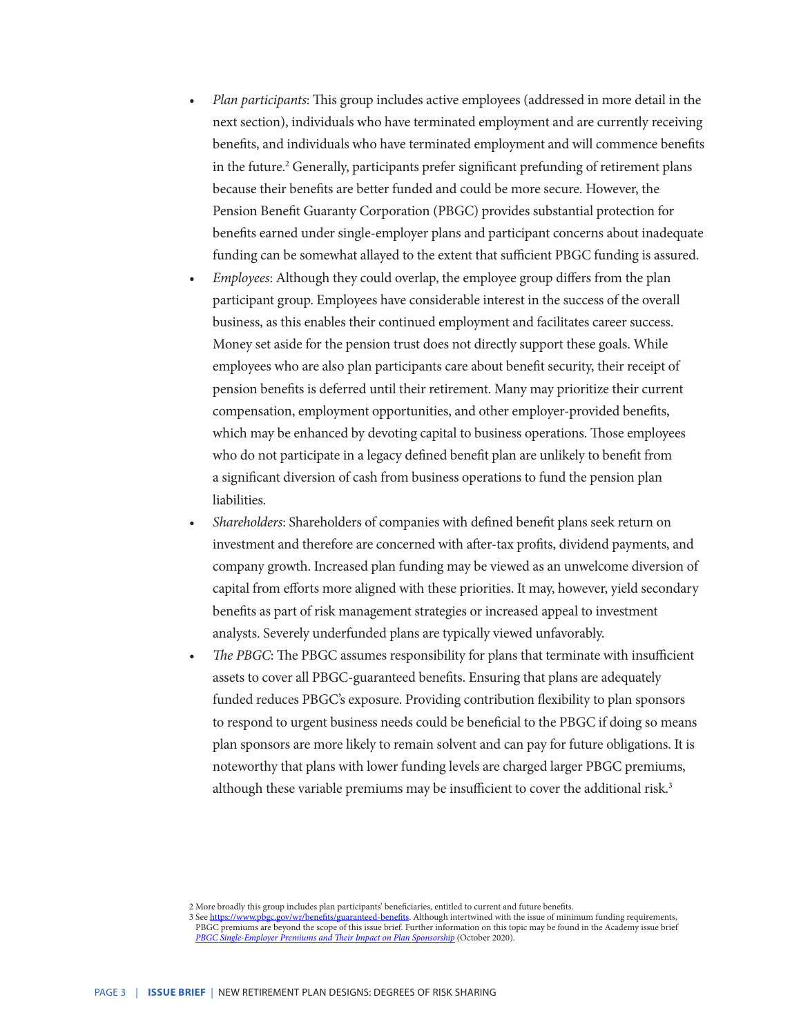- *Plan participants*: This group includes active employees (addressed in more detail in the next section), individuals who have terminated employment and are currently receiving benefits, and individuals who have terminated employment and will commence benefits in the future.[2] Generally, participants prefer significant prefunding of retirement plans because their benefits are better funded and could be more secure. However, the Pension Benefit Guaranty Corporation (PBGC) provides substantial protection for benefits earned under single-employer plans and participant concerns about inadequate funding can be somewhat allayed to the extent that sufficient PBGC funding is assured.
- *Employees*: Although they could overlap, the employee group differs from the plan participant group. Employees have considerable interest in the success of the overall business, as this enables their continued employment and facilitates career success. Money set aside for the pension trust does not directly support these goals. While employees who are also plan participants care about benefit security, their receipt of pension benefits is deferred until their retirement. Many may prioritize their current compensation, employment opportunities, and other employer-provided benefits, which may be enhanced by devoting capital to business operations. Those employees who do not participate in a legacy defined benefit plan are unlikely to benefit from a significant diversion of cash from business operations to fund the pension plan liabilities.
- *Shareholders*: Shareholders of companies with defined benefit plans seek return on investment and therefore are concerned with after-tax profits, dividend payments, and company growth. Increased plan funding may be viewed as an unwelcome diversion of capital from efforts more aligned with these priorities. It may, however, yield secondary benefits as part of risk management strategies or increased appeal to investment analysts. Severely underfunded plans are typically viewed unfavorably.
- *The PBGC*: The PBGC assumes responsibility for plans that terminate with insufficient assets to cover all PBGC-guaranteed benefits. Ensuring that plans are adequately funded reduces PBGC's exposure. Providing contribution flexibility to plan sponsors to respond to urgent business needs could be beneficial to the PBGC if doing so means plan sponsors are more likely to remain solvent and can pay for future obligations. It is noteworthy that plans with lower funding levels are charged larger PBGC premiums, although these variable premiums may be insufficient to cover the additional risk.[3]

---

2 More broadly this group includes plan participants' beneficiaries, entitled to current and future benefits.

3 See https://www.pbgc.gov/wr/benefits/guaranteed-benefits. Although intertwined with the issue of minimum funding requirements, PBGC premiums are beyond the scope of this issue brief. Further information on this topic may be found in the Academy issue brief *PBGC Single-Employer Premiums and Their Impact on Plan Sponsorship* (October 2020).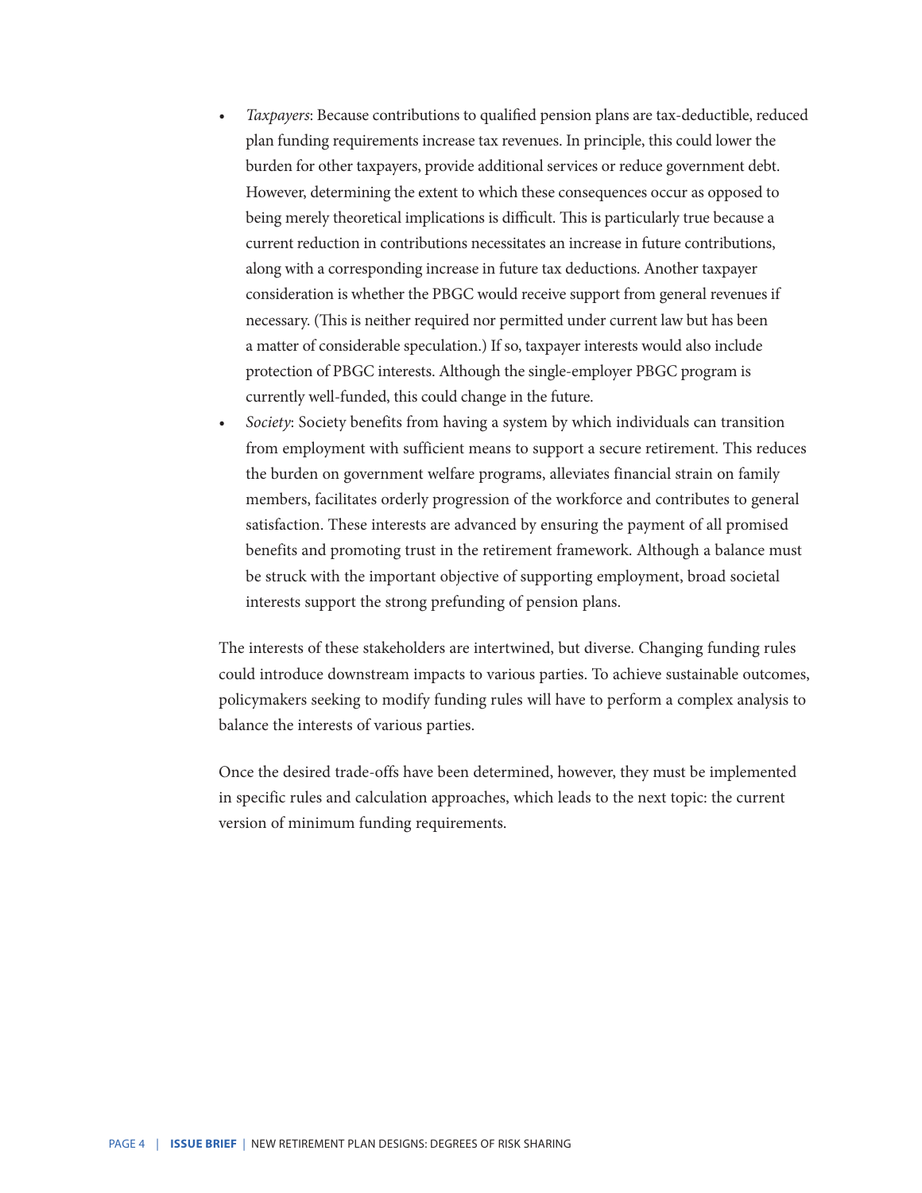- *Taxpayers*: Because contributions to qualified pension plans are tax-deductible, reduced plan funding requirements increase tax revenues. In principle, this could lower the burden for other taxpayers, provide additional services or reduce government debt. However, determining the extent to which these consequences occur as opposed to being merely theoretical implications is difficult. This is particularly true because a current reduction in contributions necessitates an increase in future contributions, along with a corresponding increase in future tax deductions. Another taxpayer consideration is whether the PBGC would receive support from general revenues if necessary. (This is neither required nor permitted under current law but has been a matter of considerable speculation.) If so, taxpayer interests would also include protection of PBGC interests. Although the single-employer PBGC program is currently well-funded, this could change in the future.
- *Society*: Society benefits from having a system by which individuals can transition from employment with sufficient means to support a secure retirement. This reduces the burden on government welfare programs, alleviates financial strain on family members, facilitates orderly progression of the workforce and contributes to general satisfaction. These interests are advanced by ensuring the payment of all promised benefits and promoting trust in the retirement framework. Although a balance must be struck with the important objective of supporting employment, broad societal interests support the strong prefunding of pension plans.

The interests of these stakeholders are intertwined, but diverse. Changing funding rules could introduce downstream impacts to various parties. To achieve sustainable outcomes, policymakers seeking to modify funding rules will have to perform a complex analysis to balance the interests of various parties.

Once the desired trade-offs have been determined, however, they must be implemented in specific rules and calculation approaches, which leads to the next topic: the current version of minimum funding requirements.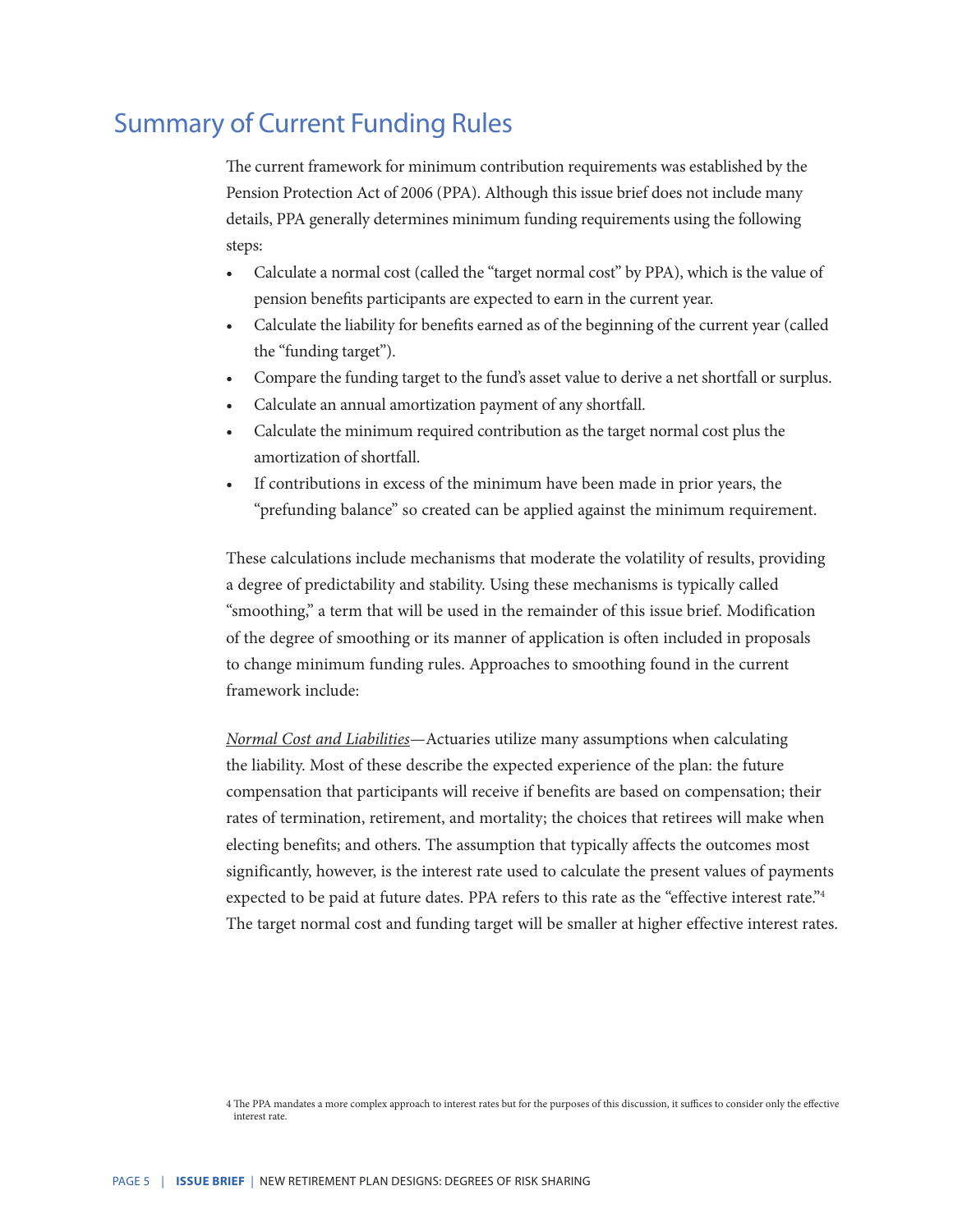## Summary of Current Funding Rules

The current framework for minimum contribution requirements was established by the Pension Protection Act of 2006 (PPA). Although this issue brief does not include many details, PPA generally determines minimum funding requirements using the following steps:

- Calculate a normal cost (called the "target normal cost" by PPA), which is the value of pension benefits participants are expected to earn in the current year.
- Calculate the liability for benefits earned as of the beginning of the current year (called the "funding target").
- Compare the funding target to the fund's asset value to derive a net shortfall or surplus.
- Calculate an annual amortization payment of any shortfall.
- Calculate the minimum required contribution as the target normal cost plus the amortization of shortfall.
- If contributions in excess of the minimum have been made in prior years, the "prefunding balance" so created can be applied against the minimum requirement.

These calculations include mechanisms that moderate the volatility of results, providing a degree of predictability and stability. Using these mechanisms is typically called "smoothing," a term that will be used in the remainder of this issue brief. Modification of the degree of smoothing or its manner of application is often included in proposals to change minimum funding rules. Approaches to smoothing found in the current framework include:

*Normal Cost and Liabilities*—Actuaries utilize many assumptions when calculating the liability. Most of these describe the expected experience of the plan: the future compensation that participants will receive if benefits are based on compensation; their rates of termination, retirement, and mortality; the choices that retirees will make when electing benefits; and others. The assumption that typically affects the outcomes most significantly, however, is the interest rate used to calculate the present values of payments expected to be paid at future dates. PPA refers to this rate as the "effective interest rate."[4] The target normal cost and funding target will be smaller at higher effective interest rates.

[4] The PPA mandates a more complex approach to interest rates but for the purposes of this discussion, it suffices to consider only the effective interest rate.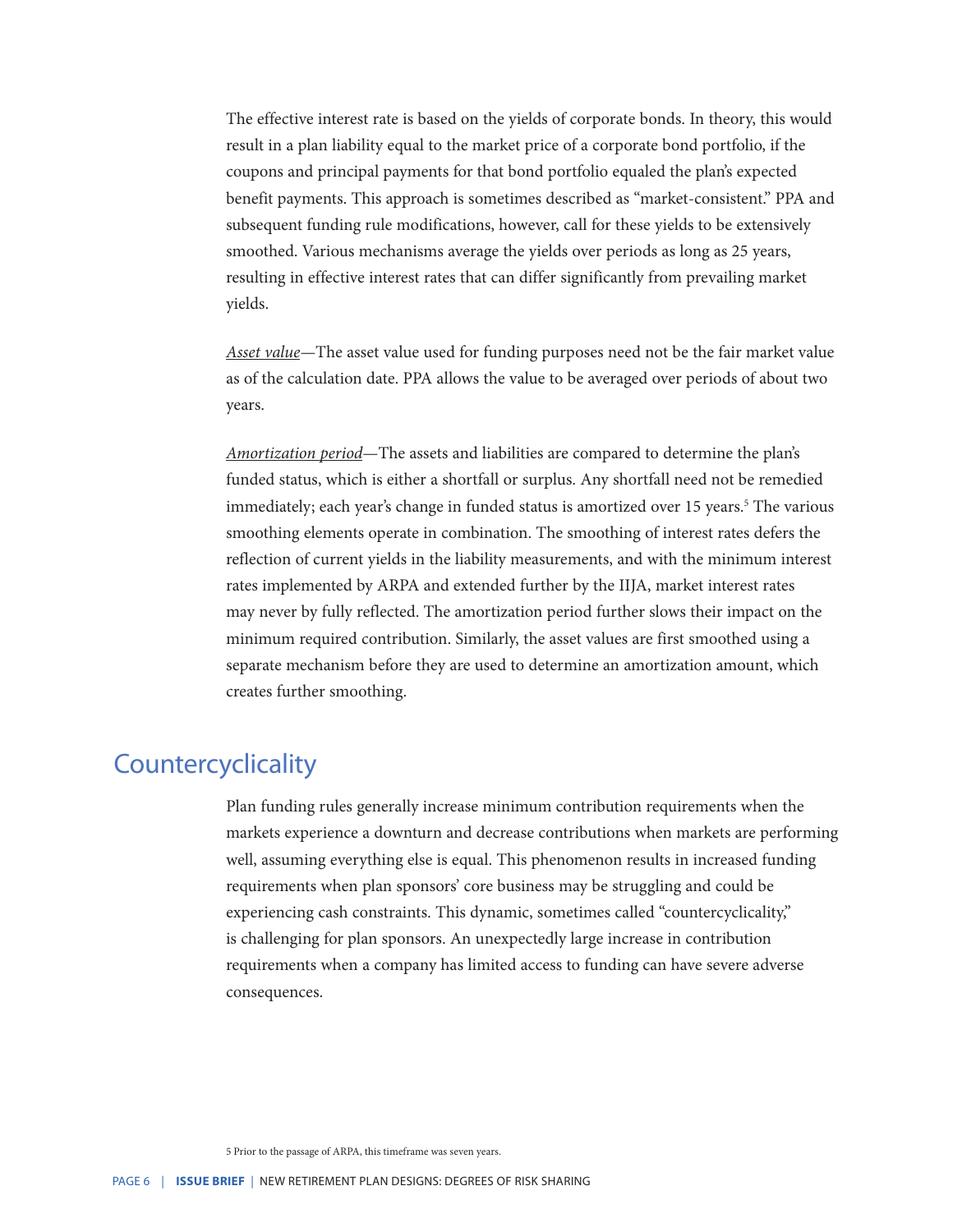The effective interest rate is based on the yields of corporate bonds. In theory, this would result in a plan liability equal to the market price of a corporate bond portfolio, if the coupons and principal payments for that bond portfolio equaled the plan's expected benefit payments. This approach is sometimes described as "market-consistent." PPA and subsequent funding rule modifications, however, call for these yields to be extensively smoothed. Various mechanisms average the yields over periods as long as 25 years, resulting in effective interest rates that can differ significantly from prevailing market yields.

*Asset value*—The asset value used for funding purposes need not be the fair market value as of the calculation date. PPA allows the value to be averaged over periods of about two years.

*Amortization period*—The assets and liabilities are compared to determine the plan's funded status, which is either a shortfall or surplus. Any shortfall need not be remedied immediately; each year's change in funded status is amortized over 15 years.[5] The various smoothing elements operate in combination. The smoothing of interest rates defers the reflection of current yields in the liability measurements, and with the minimum interest rates implemented by ARPA and extended further by the IIJA, market interest rates may never by fully reflected. The amortization period further slows their impact on the minimum required contribution. Similarly, the asset values are first smoothed using a separate mechanism before they are used to determine an amortization amount, which creates further smoothing.

## Countercyclicality

Plan funding rules generally increase minimum contribution requirements when the markets experience a downturn and decrease contributions when markets are performing well, assuming everything else is equal. This phenomenon results in increased funding requirements when plan sponsors' core business may be struggling and could be experiencing cash constraints. This dynamic, sometimes called "countercyclicality," is challenging for plan sponsors. An unexpectedly large increase in contribution requirements when a company has limited access to funding can have severe adverse consequences.

5 Prior to the passage of ARPA, this timeframe was seven years.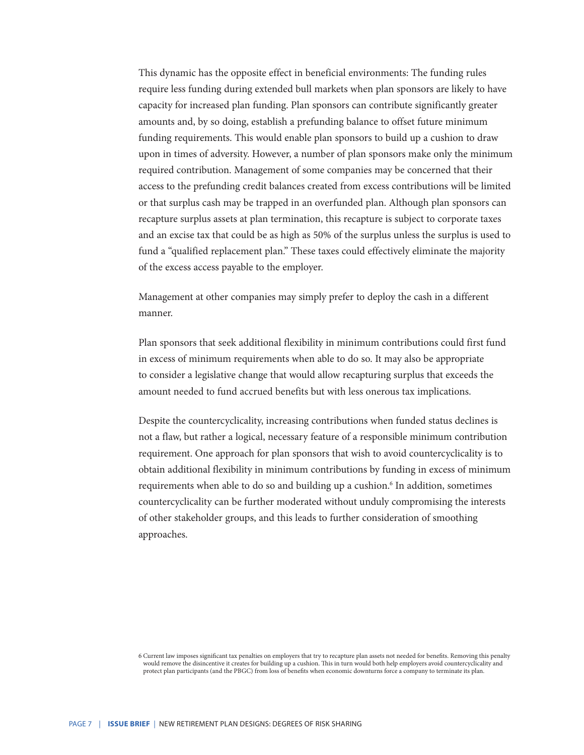This dynamic has the opposite effect in beneficial environments: The funding rules require less funding during extended bull markets when plan sponsors are likely to have capacity for increased plan funding. Plan sponsors can contribute significantly greater amounts and, by so doing, establish a prefunding balance to offset future minimum funding requirements. This would enable plan sponsors to build up a cushion to draw upon in times of adversity. However, a number of plan sponsors make only the minimum required contribution. Management of some companies may be concerned that their access to the prefunding credit balances created from excess contributions will be limited or that surplus cash may be trapped in an overfunded plan. Although plan sponsors can recapture surplus assets at plan termination, this recapture is subject to corporate taxes and an excise tax that could be as high as 50% of the surplus unless the surplus is used to fund a "qualified replacement plan." These taxes could effectively eliminate the majority of the excess access payable to the employer.

Management at other companies may simply prefer to deploy the cash in a different manner.

Plan sponsors that seek additional flexibility in minimum contributions could first fund in excess of minimum requirements when able to do so. It may also be appropriate to consider a legislative change that would allow recapturing surplus that exceeds the amount needed to fund accrued benefits but with less onerous tax implications.

Despite the countercyclicality, increasing contributions when funded status declines is not a flaw, but rather a logical, necessary feature of a responsible minimum contribution requirement. One approach for plan sponsors that wish to avoid countercyclicality is to obtain additional flexibility in minimum contributions by funding in excess of minimum requirements when able to do so and building up a cushion.[6] In addition, sometimes countercyclicality can be further moderated without unduly compromising the interests of other stakeholder groups, and this leads to further consideration of smoothing approaches.

6 Current law imposes significant tax penalties on employers that try to recapture plan assets not needed for benefits. Removing this penalty would remove the disincentive it creates for building up a cushion. This in turn would both help employers avoid countercyclicality and protect plan participants (and the PBGC) from loss of benefits when economic downturns force a company to terminate its plan.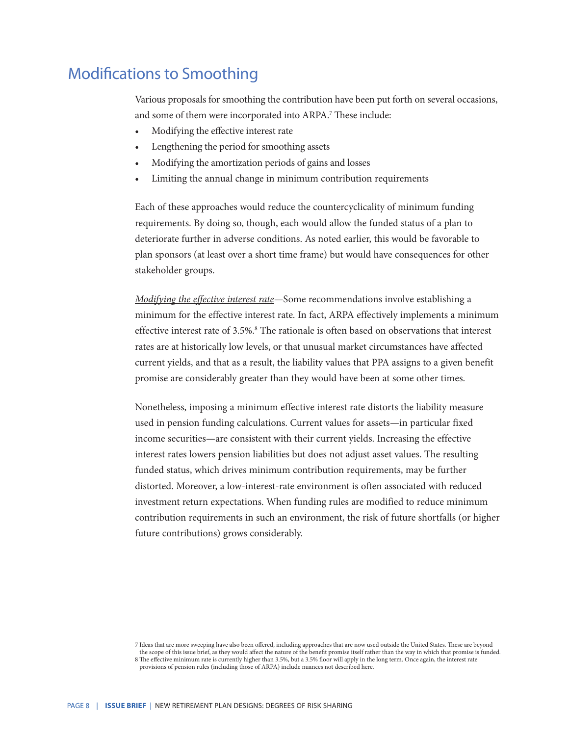## Modifications to Smoothing

Various proposals for smoothing the contribution have been put forth on several occasions, and some of them were incorporated into ARPA.[7] These include:

- Modifying the effective interest rate
- Lengthening the period for smoothing assets
- Modifying the amortization periods of gains and losses
- Limiting the annual change in minimum contribution requirements

Each of these approaches would reduce the countercyclicality of minimum funding requirements. By doing so, though, each would allow the funded status of a plan to deteriorate further in adverse conditions. As noted earlier, this would be favorable to plan sponsors (at least over a short time frame) but would have consequences for other stakeholder groups.

*Modifying the effective interest rate*—Some recommendations involve establishing a minimum for the effective interest rate. In fact, ARPA effectively implements a minimum effective interest rate of 3.5%.[8] The rationale is often based on observations that interest rates are at historically low levels, or that unusual market circumstances have affected current yields, and that as a result, the liability values that PPA assigns to a given benefit promise are considerably greater than they would have been at some other times.

Nonetheless, imposing a minimum effective interest rate distorts the liability measure used in pension funding calculations. Current values for assets—in particular fixed income securities—are consistent with their current yields. Increasing the effective interest rates lowers pension liabilities but does not adjust asset values. The resulting funded status, which drives minimum contribution requirements, may be further distorted. Moreover, a low-interest-rate environment is often associated with reduced investment return expectations. When funding rules are modified to reduce minimum contribution requirements in such an environment, the risk of future shortfalls (or higher future contributions) grows considerably.

7 Ideas that are more sweeping have also been offered, including approaches that are now used outside the United States. These are beyond the scope of this issue brief, as they would affect the nature of the benefit promise itself rather than the way in which that promise is funded.

8 The effective minimum rate is currently higher than 3.5%, but a 3.5% floor will apply in the long term. Once again, the interest rate provisions of pension rules (including those of ARPA) include nuances not described here.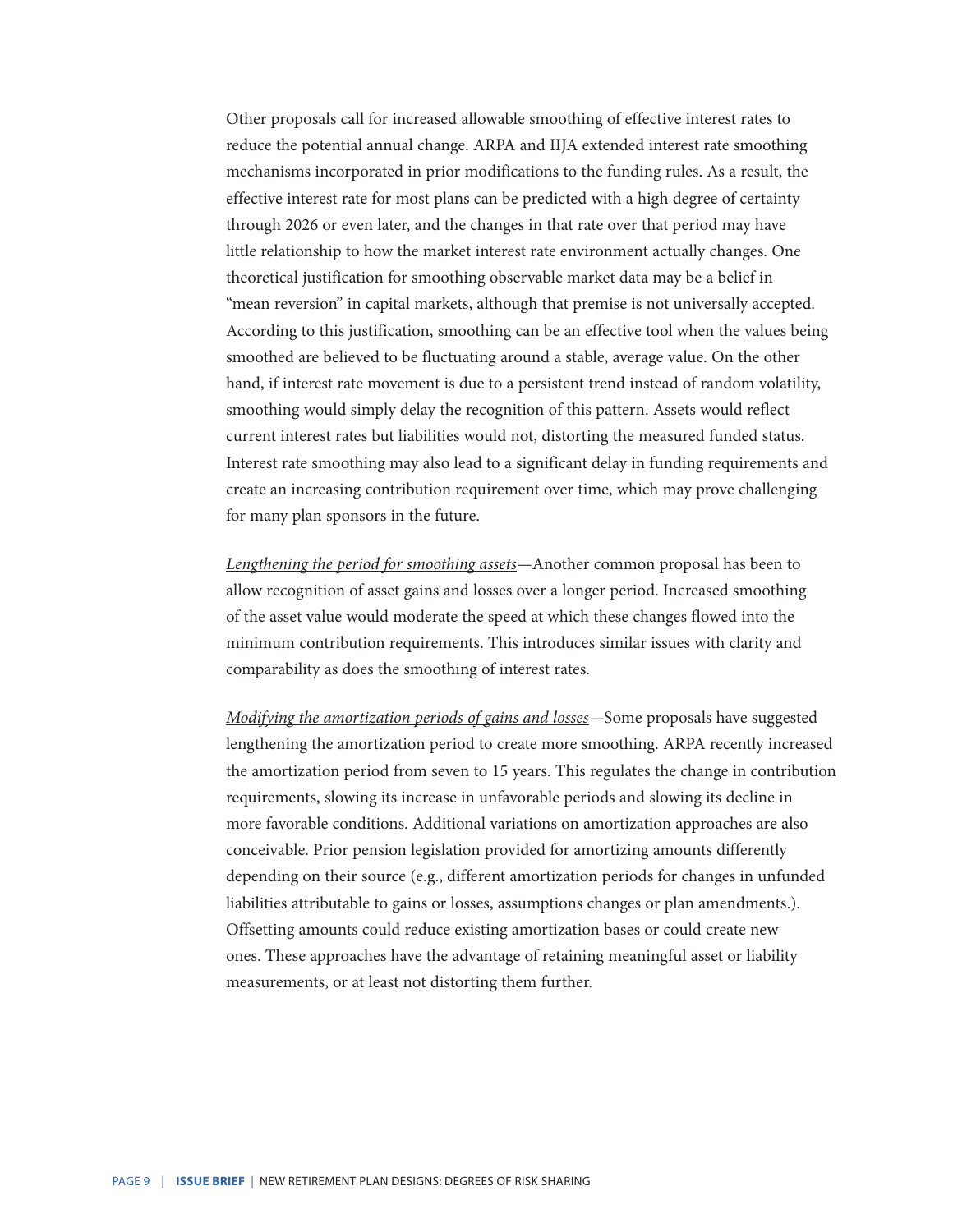Other proposals call for increased allowable smoothing of effective interest rates to reduce the potential annual change. ARPA and IIJA extended interest rate smoothing mechanisms incorporated in prior modifications to the funding rules. As a result, the effective interest rate for most plans can be predicted with a high degree of certainty through 2026 or even later, and the changes in that rate over that period may have little relationship to how the market interest rate environment actually changes. One theoretical justification for smoothing observable market data may be a belief in "mean reversion" in capital markets, although that premise is not universally accepted. According to this justification, smoothing can be an effective tool when the values being smoothed are believed to be fluctuating around a stable, average value. On the other hand, if interest rate movement is due to a persistent trend instead of random volatility, smoothing would simply delay the recognition of this pattern. Assets would reflect current interest rates but liabilities would not, distorting the measured funded status. Interest rate smoothing may also lead to a significant delay in funding requirements and create an increasing contribution requirement over time, which may prove challenging for many plan sponsors in the future.

*Lengthening the period for smoothing assets*—Another common proposal has been to allow recognition of asset gains and losses over a longer period. Increased smoothing of the asset value would moderate the speed at which these changes flowed into the minimum contribution requirements. This introduces similar issues with clarity and comparability as does the smoothing of interest rates.

*Modifying the amortization periods of gains and losses*—Some proposals have suggested lengthening the amortization period to create more smoothing. ARPA recently increased the amortization period from seven to 15 years. This regulates the change in contribution requirements, slowing its increase in unfavorable periods and slowing its decline in more favorable conditions. Additional variations on amortization approaches are also conceivable. Prior pension legislation provided for amortizing amounts differently depending on their source (e.g., different amortization periods for changes in unfunded liabilities attributable to gains or losses, assumptions changes or plan amendments.). Offsetting amounts could reduce existing amortization bases or could create new ones. These approaches have the advantage of retaining meaningful asset or liability measurements, or at least not distorting them further.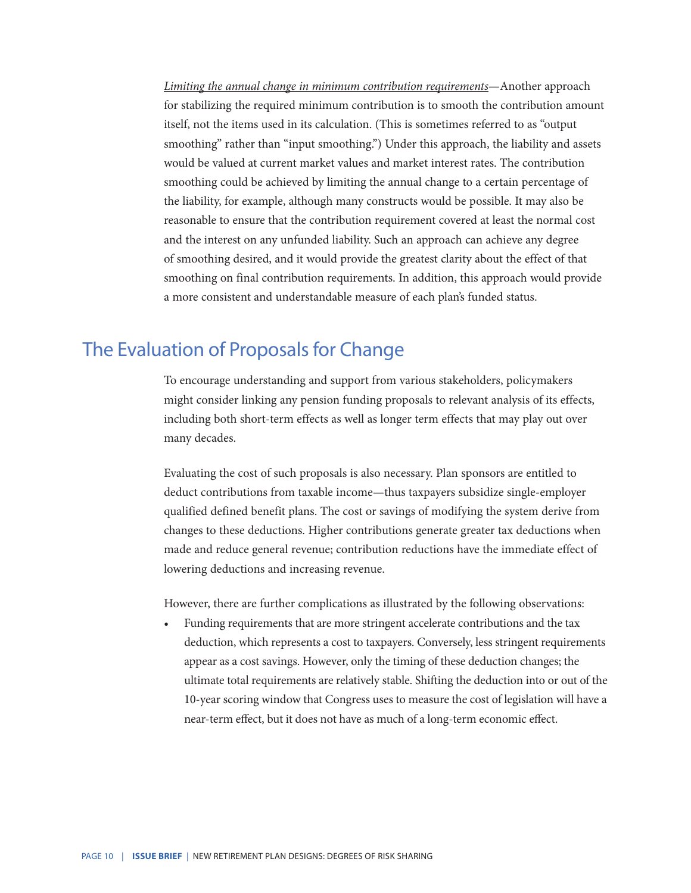*Limiting the annual change in minimum contribution requirements*—Another approach for stabilizing the required minimum contribution is to smooth the contribution amount itself, not the items used in its calculation. (This is sometimes referred to as "output smoothing" rather than "input smoothing.") Under this approach, the liability and assets would be valued at current market values and market interest rates. The contribution smoothing could be achieved by limiting the annual change to a certain percentage of the liability, for example, although many constructs would be possible. It may also be reasonable to ensure that the contribution requirement covered at least the normal cost and the interest on any unfunded liability. Such an approach can achieve any degree of smoothing desired, and it would provide the greatest clarity about the effect of that smoothing on final contribution requirements. In addition, this approach would provide a more consistent and understandable measure of each plan's funded status.

## The Evaluation of Proposals for Change

To encourage understanding and support from various stakeholders, policymakers might consider linking any pension funding proposals to relevant analysis of its effects, including both short-term effects as well as longer term effects that may play out over many decades.

Evaluating the cost of such proposals is also necessary. Plan sponsors are entitled to deduct contributions from taxable income—thus taxpayers subsidize single-employer qualified defined benefit plans. The cost or savings of modifying the system derive from changes to these deductions. Higher contributions generate greater tax deductions when made and reduce general revenue; contribution reductions have the immediate effect of lowering deductions and increasing revenue.

However, there are further complications as illustrated by the following observations:

- Funding requirements that are more stringent accelerate contributions and the tax deduction, which represents a cost to taxpayers. Conversely, less stringent requirements appear as a cost savings. However, only the timing of these deduction changes; the ultimate total requirements are relatively stable. Shifting the deduction into or out of the 10-year scoring window that Congress uses to measure the cost of legislation will have a near-term effect, but it does not have as much of a long-term economic effect.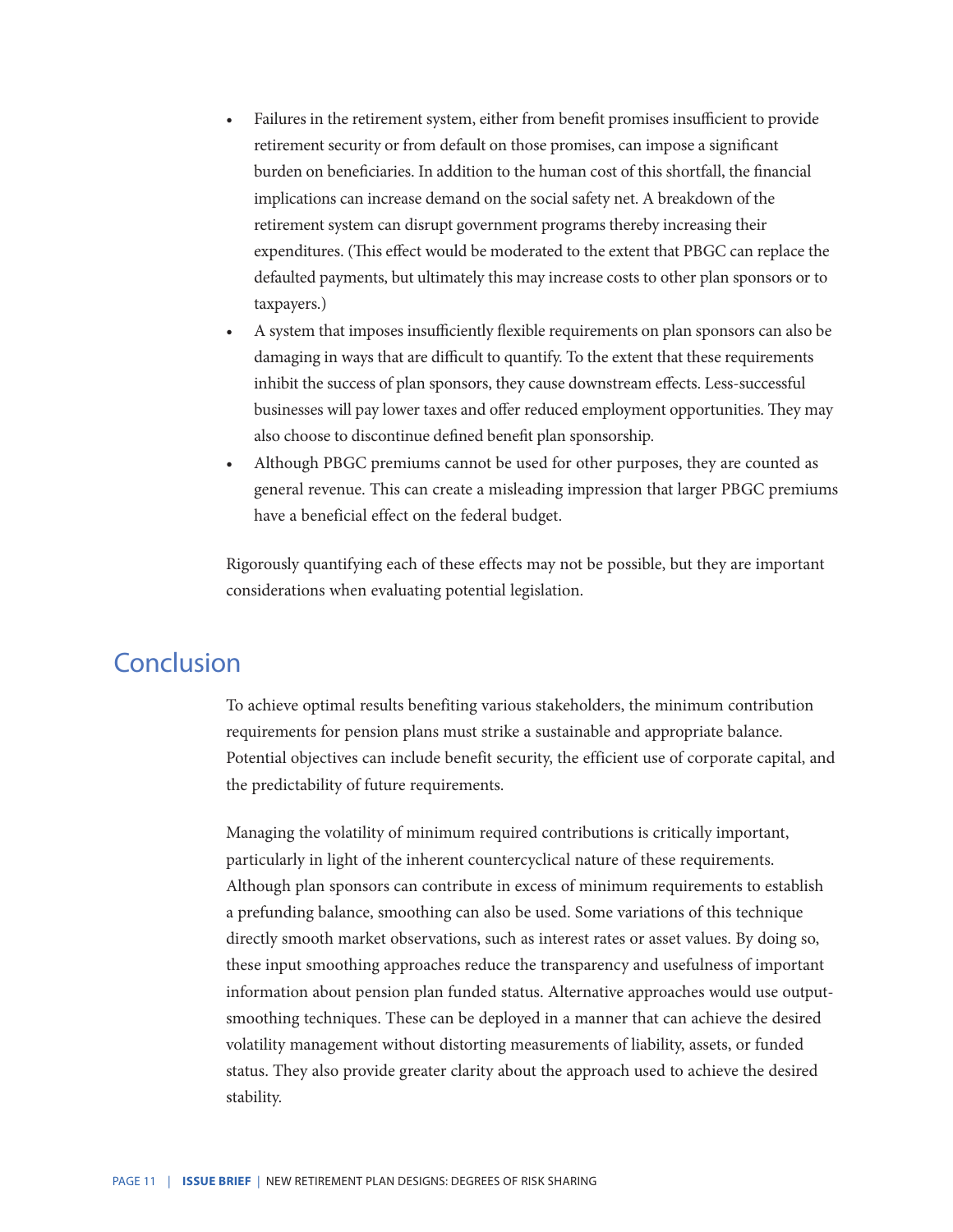- Failures in the retirement system, either from benefit promises insufficient to provide retirement security or from default on those promises, can impose a significant burden on beneficiaries. In addition to the human cost of this shortfall, the financial implications can increase demand on the social safety net. A breakdown of the retirement system can disrupt government programs thereby increasing their expenditures. (This effect would be moderated to the extent that PBGC can replace the defaulted payments, but ultimately this may increase costs to other plan sponsors or to taxpayers.)
- A system that imposes insufficiently flexible requirements on plan sponsors can also be damaging in ways that are difficult to quantify. To the extent that these requirements inhibit the success of plan sponsors, they cause downstream effects. Less-successful businesses will pay lower taxes and offer reduced employment opportunities. They may also choose to discontinue defined benefit plan sponsorship.
- Although PBGC premiums cannot be used for other purposes, they are counted as general revenue. This can create a misleading impression that larger PBGC premiums have a beneficial effect on the federal budget.

Rigorously quantifying each of these effects may not be possible, but they are important considerations when evaluating potential legislation.

## Conclusion

To achieve optimal results benefiting various stakeholders, the minimum contribution requirements for pension plans must strike a sustainable and appropriate balance. Potential objectives can include benefit security, the efficient use of corporate capital, and the predictability of future requirements.

Managing the volatility of minimum required contributions is critically important, particularly in light of the inherent countercyclical nature of these requirements. Although plan sponsors can contribute in excess of minimum requirements to establish a prefunding balance, smoothing can also be used. Some variations of this technique directly smooth market observations, such as interest rates or asset values. By doing so, these input smoothing approaches reduce the transparency and usefulness of important information about pension plan funded status. Alternative approaches would use output-smoothing techniques. These can be deployed in a manner that can achieve the desired volatility management without distorting measurements of liability, assets, or funded status. They also provide greater clarity about the approach used to achieve the desired stability.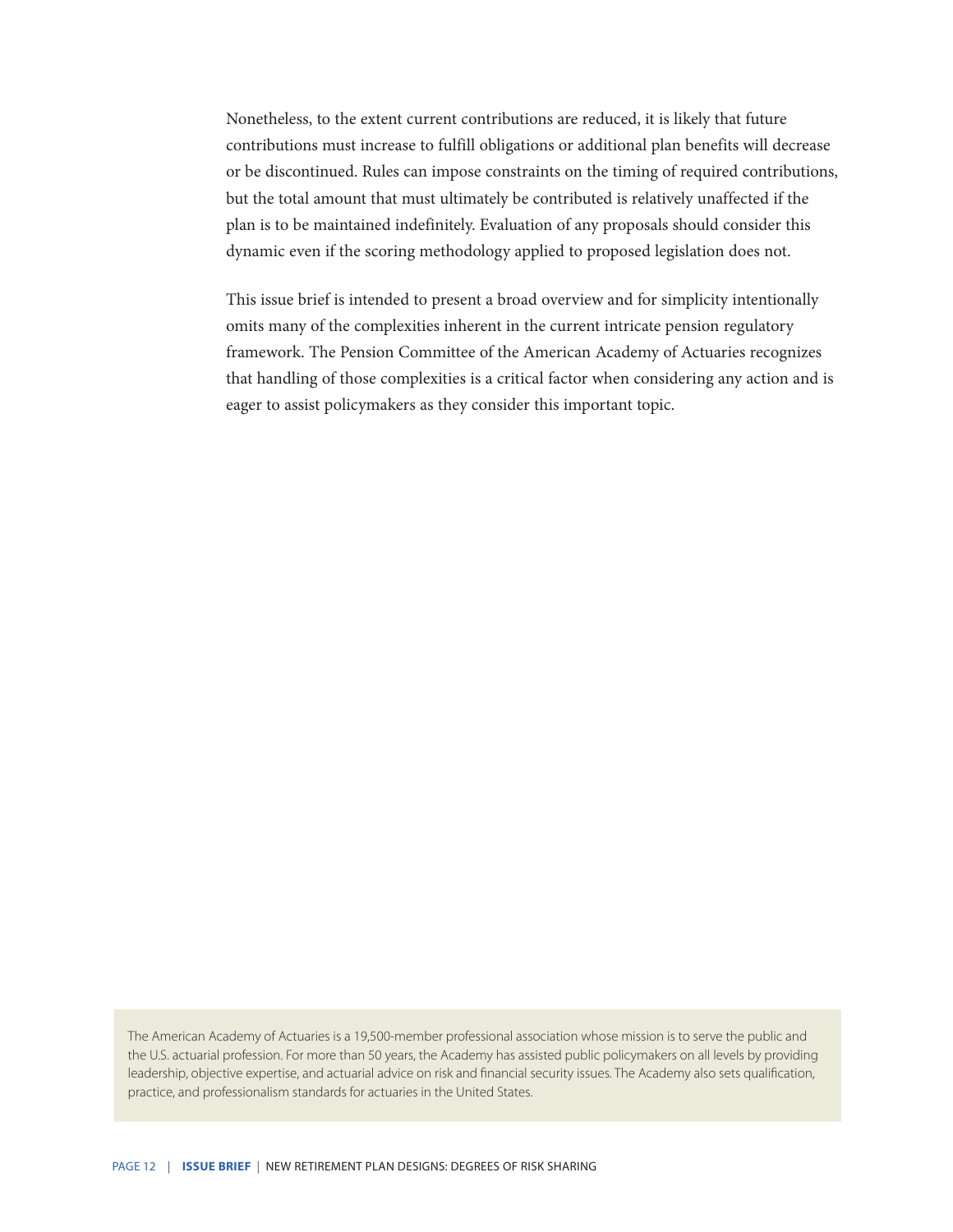Nonetheless, to the extent current contributions are reduced, it is likely that future contributions must increase to fulfill obligations or additional plan benefits will decrease or be discontinued. Rules can impose constraints on the timing of required contributions, but the total amount that must ultimately be contributed is relatively unaffected if the plan is to be maintained indefinitely. Evaluation of any proposals should consider this dynamic even if the scoring methodology applied to proposed legislation does not.

This issue brief is intended to present a broad overview and for simplicity intentionally omits many of the complexities inherent in the current intricate pension regulatory framework. The Pension Committee of the American Academy of Actuaries recognizes that handling of those complexities is a critical factor when considering any action and is eager to assist policymakers as they consider this important topic.

The American Academy of Actuaries is a 19,500-member professional association whose mission is to serve the public and the U.S. actuarial profession. For more than 50 years, the Academy has assisted public policymakers on all levels by providing leadership, objective expertise, and actuarial advice on risk and financial security issues. The Academy also sets qualification, practice, and professionalism standards for actuaries in the United States.